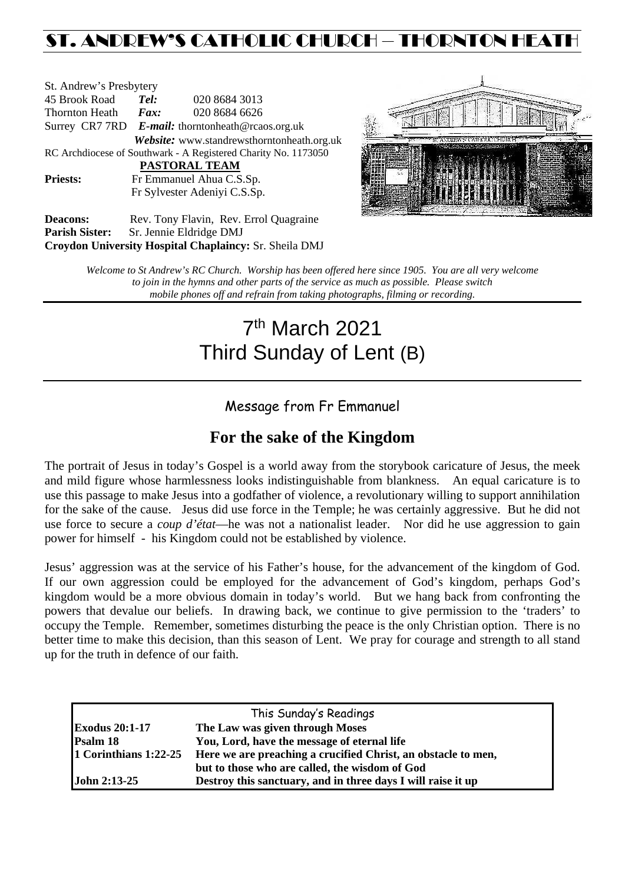# ST. ANDREW'S CATHOLIC CHURCH – THORNTON HEATH

St. Andrew's Presbytery
45 Brook Road *Tel:* 020 8684 3013
Thornton Heath *Fax:* 020 8684 6626
Surrey CR7 7RD *E-mail:* thorntonheath@rcaos.org.uk
*Website:* www.standrewsthorntonheath.org.uk
RC Archdiocese of Southwark - A Registered Charity No. 1173050

**PASTORAL TEAM**

**Priests:** Fr Emmanuel Ahua C.S.Sp.
Fr Sylvester Adeniyi C.S.Sp.

**Deacons:** Rev. Tony Flavin, Rev. Errol Quagraine
**Parish Sister:** Sr. Jennie Eldridge DMJ
**Croydon University Hospital Chaplaincy:** Sr. Sheila DMJ

*Welcome to St Andrew's RC Church. Worship has been offered here since 1905. You are all very welcome to join in the hymns and other parts of the service as much as possible. Please switch mobile phones off and refrain from taking photographs, filming or recording.*

# 7th March 2021
# Third Sunday of Lent (B)

### Message from Fr Emmanuel

## For the sake of the Kingdom

The portrait of Jesus in today's Gospel is a world away from the storybook caricature of Jesus, the meek and mild figure whose harmlessness looks indistinguishable from blankness. An equal caricature is to use this passage to make Jesus into a godfather of violence, a revolutionary willing to support annihilation for the sake of the cause. Jesus did use force in the Temple; he was certainly aggressive. But he did not use force to secure a *coup d'état*—he was not a nationalist leader. Nor did he use aggression to gain power for himself - his Kingdom could not be established by violence.

Jesus' aggression was at the service of his Father's house, for the advancement of the kingdom of God. If our own aggression could be employed for the advancement of God's kingdom, perhaps God's kingdom would be a more obvious domain in today's world. But we hang back from confronting the powers that devalue our beliefs. In drawing back, we continue to give permission to the 'traders' to occupy the Temple. Remember, sometimes disturbing the peace is the only Christian option. There is no better time to make this decision, than this season of Lent. We pray for courage and strength to all stand up for the truth in defence of our faith.

| This Sunday's Readings | |
|---|---|
| **Exodus 20:1-17** | **The Law was given through Moses** |
| **Psalm 18** | **You, Lord, have the message of eternal life** |
| **1 Corinthians 1:22-25** | **Here we are preaching a crucified Christ, an obstacle to men, but to those who are called, the wisdom of God** |
| **John 2:13-25** | **Destroy this sanctuary, and in three days I will raise it up** |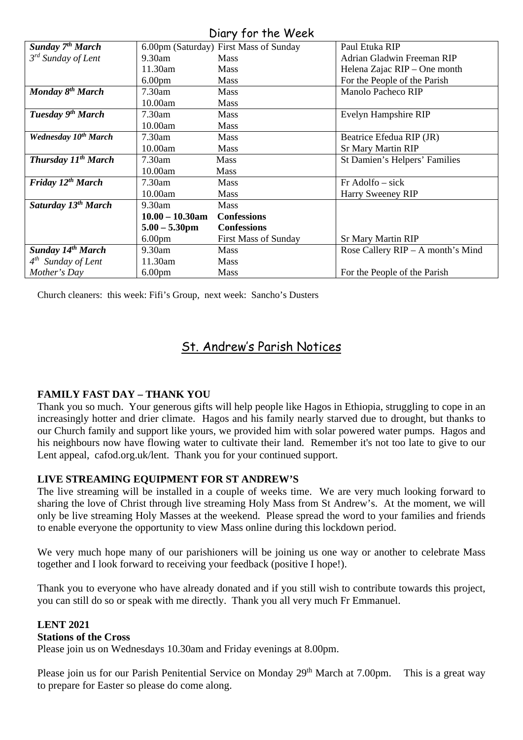## Diary for the Week

| | | | |
|---|---|---|---|
| ***Sunday 7th March*** | 6.00pm (Saturday) | First Mass of Sunday | Paul Etuka RIP |
| *3rd Sunday of Lent* | 9.30am | Mass | Adrian Gladwin Freeman RIP |
| | 11.30am | Mass | Helena Zajac RIP – One month |
| | 6.00pm | Mass | For the People of the Parish |
| ***Monday 8th March*** | 7.30am | Mass | Manolo Pacheco RIP |
| | 10.00am | Mass | |
| ***Tuesday 9th March*** | 7.30am | Mass | Evelyn Hampshire RIP |
| | 10.00am | Mass | |
| ***Wednesday 10th March*** | 7.30am | Mass | Beatrice Efedua RIP (JR) |
| | 10.00am | Mass | Sr Mary Martin RIP |
| ***Thursday 11th March*** | 7.30am | Mass | St Damien's Helpers' Families |
| | 10.00am | Mass | |
| ***Friday 12th March*** | 7.30am | Mass | Fr Adolfo – sick |
| | 10.00am | Mass | Harry Sweeney RIP |
| ***Saturday 13th March*** | 9.30am | Mass | |
| | **10.00 – 10.30am** | **Confessions** | |
| | **5.00 – 5.30pm** | **Confessions** | |
| | 6.00pm | First Mass of Sunday | Sr Mary Martin RIP |
| ***Sunday 14th March*** | 9.30am | Mass | Rose Callery RIP – A month's Mind |
| *4th Sunday of Lent* | 11.30am | Mass | |
| *Mother's Day* | 6.00pm | Mass | For the People of the Parish |

Church cleaners: this week: Fifi's Group, next week: Sancho's Dusters

# St. Andrew's Parish Notices

**FAMILY FAST DAY – THANK YOU**

Thank you so much. Your generous gifts will help people like Hagos in Ethiopia, struggling to cope in an increasingly hotter and drier climate. Hagos and his family nearly starved due to drought, but thanks to our Church family and support like yours, we provided him with solar powered water pumps. Hagos and his neighbours now have flowing water to cultivate their land. Remember it's not too late to give to our Lent appeal, cafod.org.uk/lent. Thank you for your continued support.

**LIVE STREAMING EQUIPMENT FOR ST ANDREW'S**

The live streaming will be installed in a couple of weeks time. We are very much looking forward to sharing the love of Christ through live streaming Holy Mass from St Andrew's. At the moment, we will only be live streaming Holy Masses at the weekend. Please spread the word to your families and friends to enable everyone the opportunity to view Mass online during this lockdown period.

We very much hope many of our parishioners will be joining us one way or another to celebrate Mass together and I look forward to receiving your feedback (positive I hope!).

Thank you to everyone who have already donated and if you still wish to contribute towards this project, you can still do so or speak with me directly. Thank you all very much Fr Emmanuel.

**LENT 2021**

**Stations of the Cross**

Please join us on Wednesdays 10.30am and Friday evenings at 8.00pm.

Please join us for our Parish Penitential Service on Monday 29th March at 7.00pm. This is a great way to prepare for Easter so please do come along.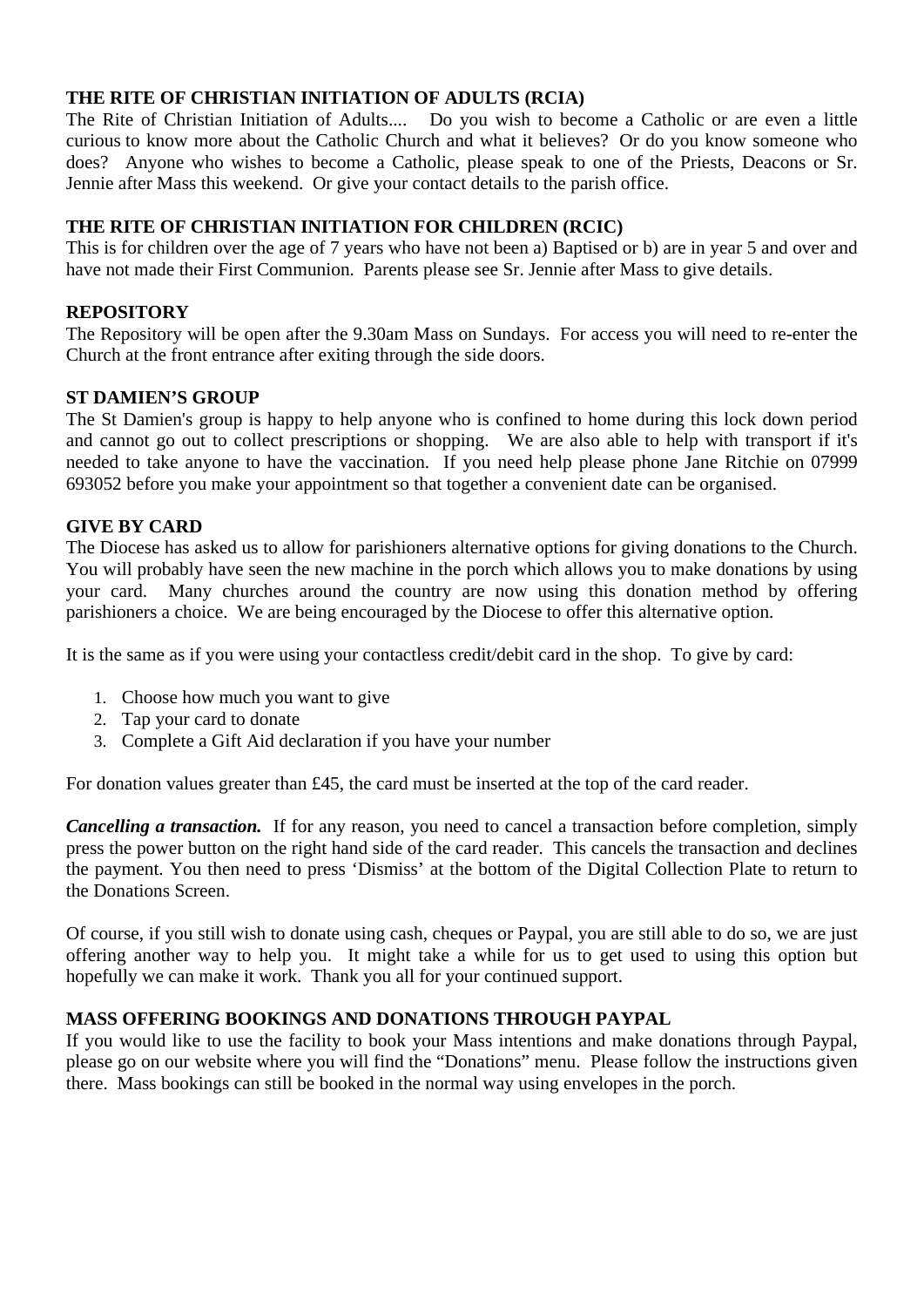**THE RITE OF CHRISTIAN INITIATION OF ADULTS (RCIA)**

The Rite of Christian Initiation of Adults.... Do you wish to become a Catholic or are even a little curious to know more about the Catholic Church and what it believes? Or do you know someone who does? Anyone who wishes to become a Catholic, please speak to one of the Priests, Deacons or Sr. Jennie after Mass this weekend. Or give your contact details to the parish office.

**THE RITE OF CHRISTIAN INITIATION FOR CHILDREN (RCIC)**

This is for children over the age of 7 years who have not been a) Baptised or b) are in year 5 and over and have not made their First Communion. Parents please see Sr. Jennie after Mass to give details.

**REPOSITORY**

The Repository will be open after the 9.30am Mass on Sundays. For access you will need to re-enter the Church at the front entrance after exiting through the side doors.

**ST DAMIEN'S GROUP**

The St Damien's group is happy to help anyone who is confined to home during this lock down period and cannot go out to collect prescriptions or shopping. We are also able to help with transport if it's needed to take anyone to have the vaccination. If you need help please phone Jane Ritchie on 07999 693052 before you make your appointment so that together a convenient date can be organised.

**GIVE BY CARD**

The Diocese has asked us to allow for parishioners alternative options for giving donations to the Church. You will probably have seen the new machine in the porch which allows you to make donations by using your card. Many churches around the country are now using this donation method by offering parishioners a choice. We are being encouraged by the Diocese to offer this alternative option.

It is the same as if you were using your contactless credit/debit card in the shop. To give by card:

1. Choose how much you want to give
2. Tap your card to donate
3. Complete a Gift Aid declaration if you have your number

For donation values greater than £45, the card must be inserted at the top of the card reader.

***Cancelling a transaction.*** If for any reason, you need to cancel a transaction before completion, simply press the power button on the right hand side of the card reader. This cancels the transaction and declines the payment. You then need to press 'Dismiss' at the bottom of the Digital Collection Plate to return to the Donations Screen.

Of course, if you still wish to donate using cash, cheques or Paypal, you are still able to do so, we are just offering another way to help you. It might take a while for us to get used to using this option but hopefully we can make it work. Thank you all for your continued support.

**MASS OFFERING BOOKINGS AND DONATIONS THROUGH PAYPAL**

If you would like to use the facility to book your Mass intentions and make donations through Paypal, please go on our website where you will find the "Donations" menu. Please follow the instructions given there. Mass bookings can still be booked in the normal way using envelopes in the porch.